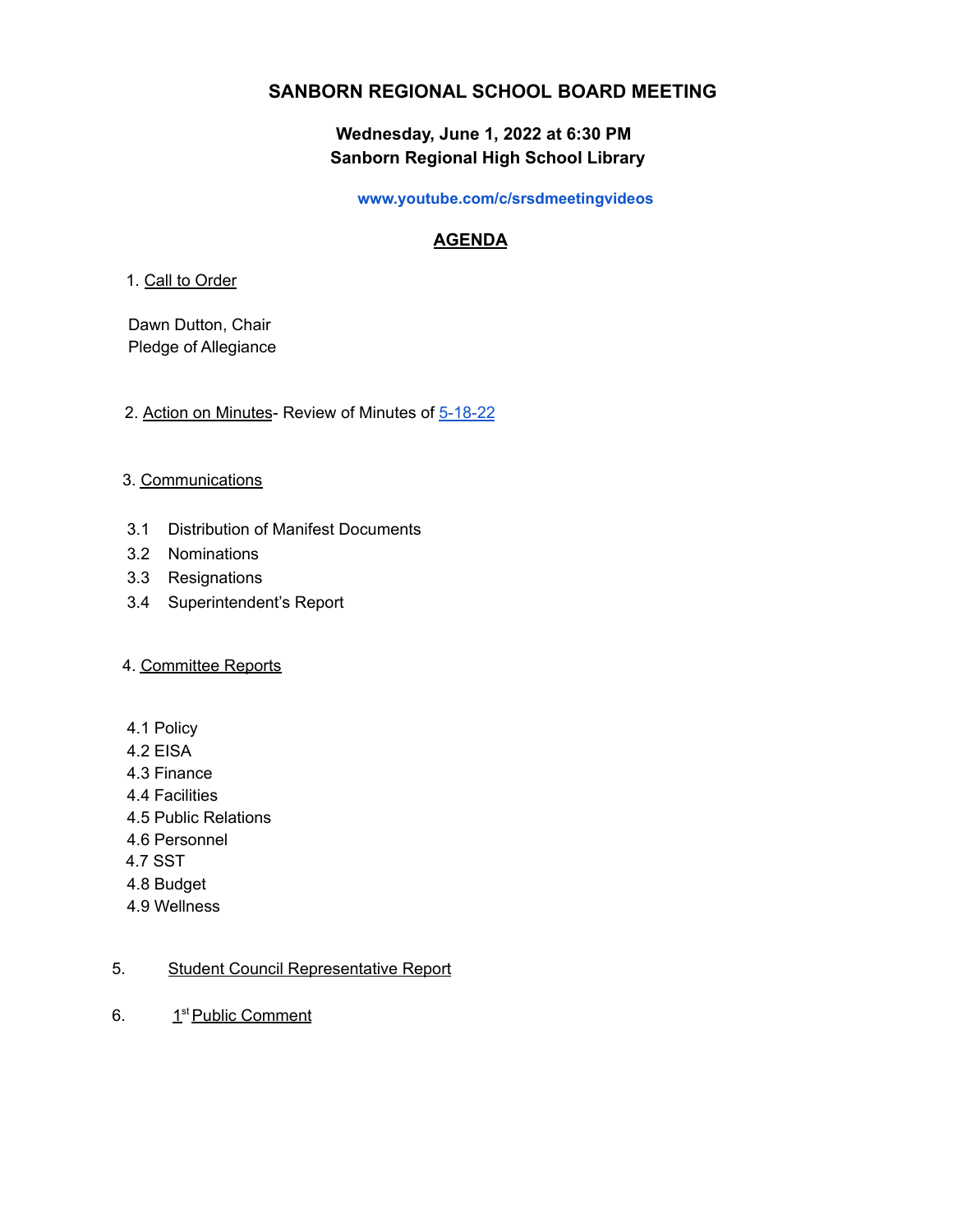# SANBORN REGIONAL SCHOOL BOARD MEETING

**Wednesday, June 1, 2022 at 6:30 PM**
**Sanborn Regional High School Library**

**www.youtube.com/c/srsdmeetingvideos**

## AGENDA

1. Call to Order

Dawn Dutton, Chair
Pledge of Allegiance

2. Action on Minutes- Review of Minutes of 5-18-22

3. Communications

3.1 Distribution of Manifest Documents
3.2 Nominations
3.3 Resignations
3.4 Superintendent's Report

4. Committee Reports

4.1 Policy
4.2 EISA
4.3 Finance
4.4 Facilities
4.5 Public Relations
4.6 Personnel
4.7 SST
4.8 Budget
4.9 Wellness

5. Student Council Representative Report

6. 1st Public Comment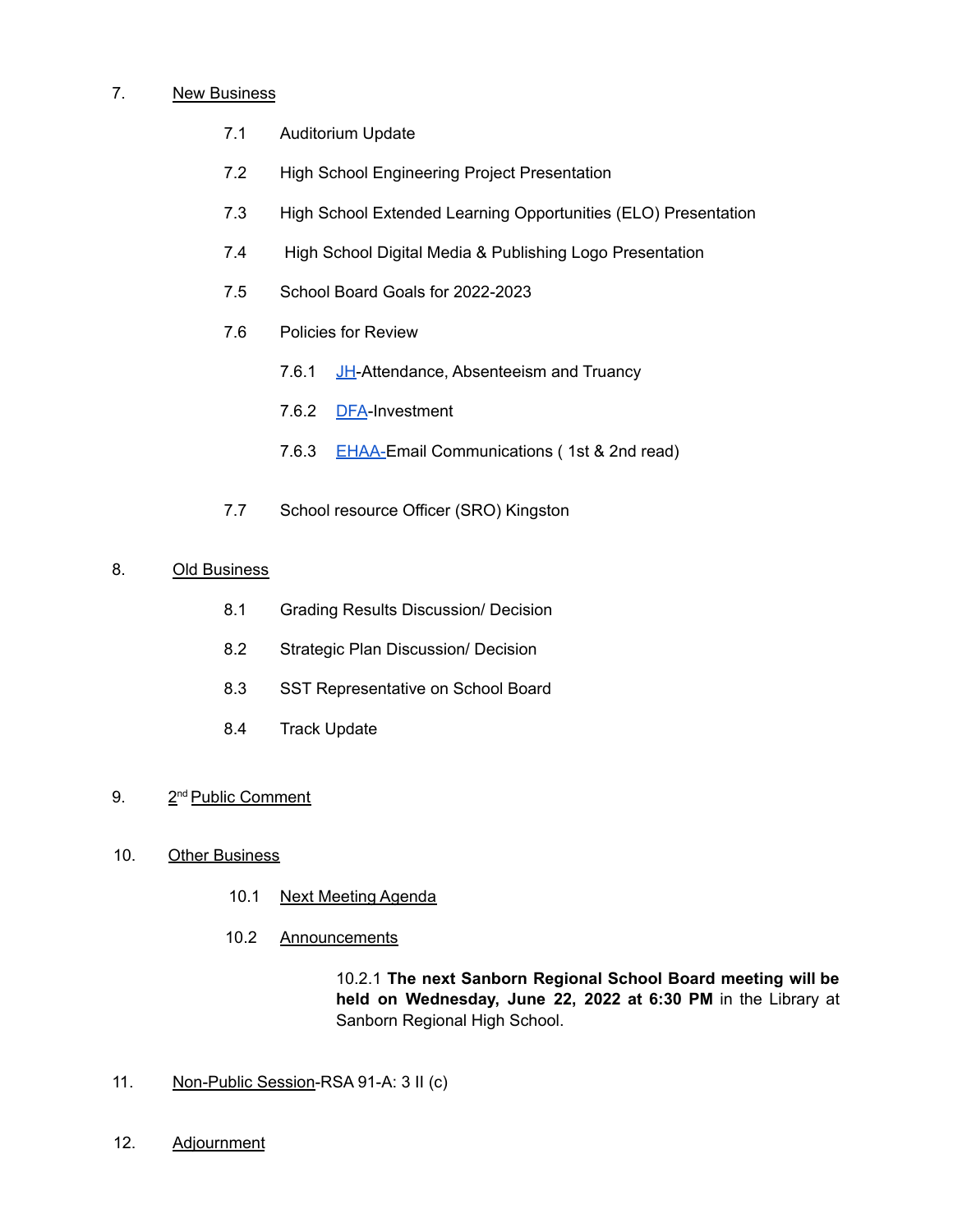7. New Business

   7.1 Auditorium Update

   7.2 High School Engineering Project Presentation

   7.3 High School Extended Learning Opportunities (ELO) Presentation

   7.4 High School Digital Media & Publishing Logo Presentation

   7.5 School Board Goals for 2022-2023

   7.6 Policies for Review

      7.6.1 JH-Attendance, Absenteeism and Truancy

      7.6.2 DFA-Investment

      7.6.3 EHAA-Email Communications ( 1st & 2nd read)

   7.7 School resource Officer (SRO) Kingston

8. Old Business

   8.1 Grading Results Discussion/ Decision

   8.2 Strategic Plan Discussion/ Decision

   8.3 SST Representative on School Board

   8.4 Track Update

9. 2nd Public Comment

10. Other Business

   10.1 Next Meeting Agenda

   10.2 Announcements

      10.2.1 **The next Sanborn Regional School Board meeting will be held on Wednesday, June 22, 2022 at 6:30 PM** in the Library at Sanborn Regional High School.

11. Non-Public Session-RSA 91-A: 3 II (c)

12. Adjournment